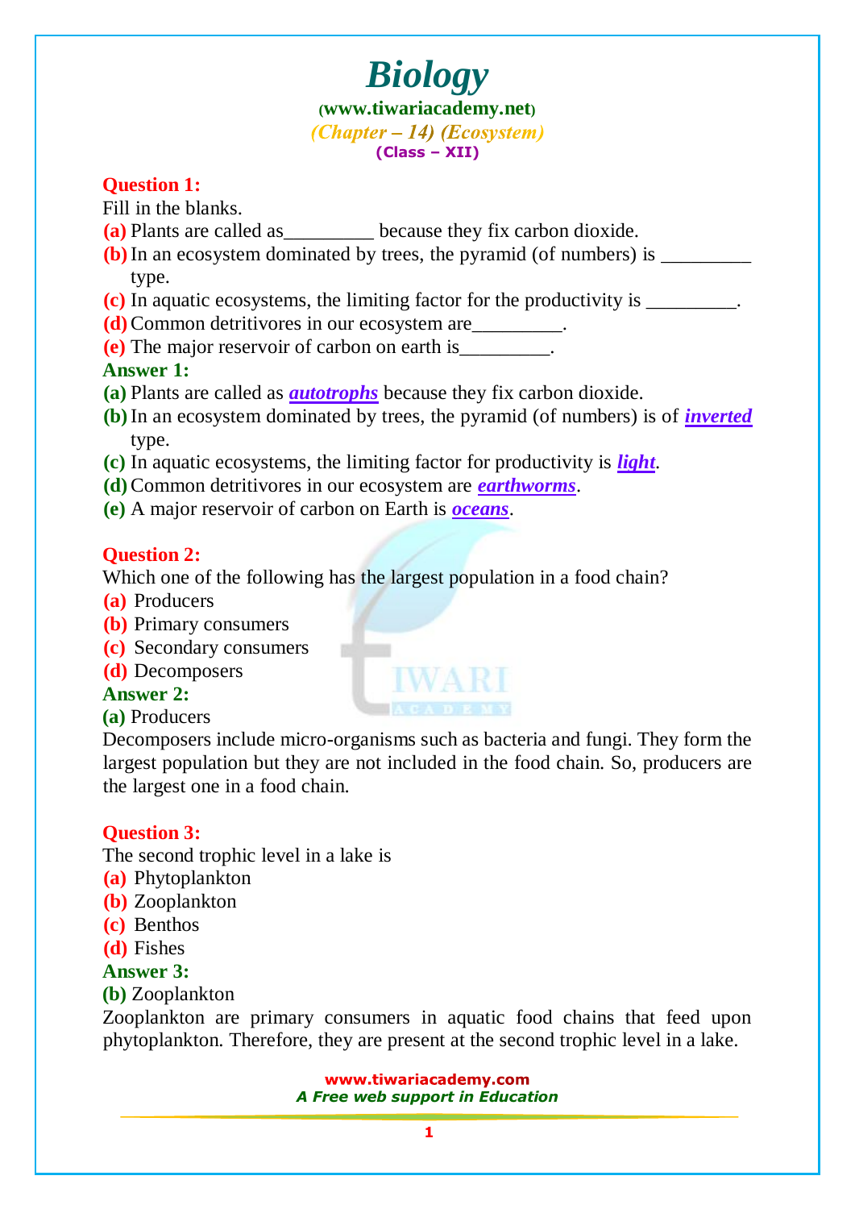# Biology

**(www.tiwariacademy.net)**

*(Chapter – 14) (Ecosystem)*

**(Class – XII)**

**Question 1:**

Fill in the blanks.

**(a)** Plants are called as_________ because they fix carbon dioxide.

**(b)** In an ecosystem dominated by trees, the pyramid (of numbers) is _________ type.

**(c)** In aquatic ecosystems, the limiting factor for the productivity is _________.

**(d)** Common detritivores in our ecosystem are_________.

**(e)** The major reservoir of carbon on earth is_________.

**Answer 1:**

**(a)** Plants are called as ***autotrophs*** because they fix carbon dioxide.

**(b)** In an ecosystem dominated by trees, the pyramid (of numbers) is of ***inverted*** type.

**(c)** In aquatic ecosystems, the limiting factor for productivity is ***light***.

**(d)** Common detritivores in our ecosystem are ***earthworms***.

**(e)** A major reservoir of carbon on Earth is ***oceans***.

**Question 2:**

Which one of the following has the largest population in a food chain?

**(a)** Producers

**(b)** Primary consumers

**(c)** Secondary consumers

**(d)** Decomposers

**Answer 2:**

**(a)** Producers

Decomposers include micro-organisms such as bacteria and fungi. They form the largest population but they are not included in the food chain. So, producers are the largest one in a food chain.

**Question 3:**

The second trophic level in a lake is

**(a)** Phytoplankton

**(b)** Zooplankton

**(c)** Benthos

**(d)** Fishes

**Answer 3:**

**(b)** Zooplankton

Zooplankton are primary consumers in aquatic food chains that feed upon phytoplankton. Therefore, they are present at the second trophic level in a lake.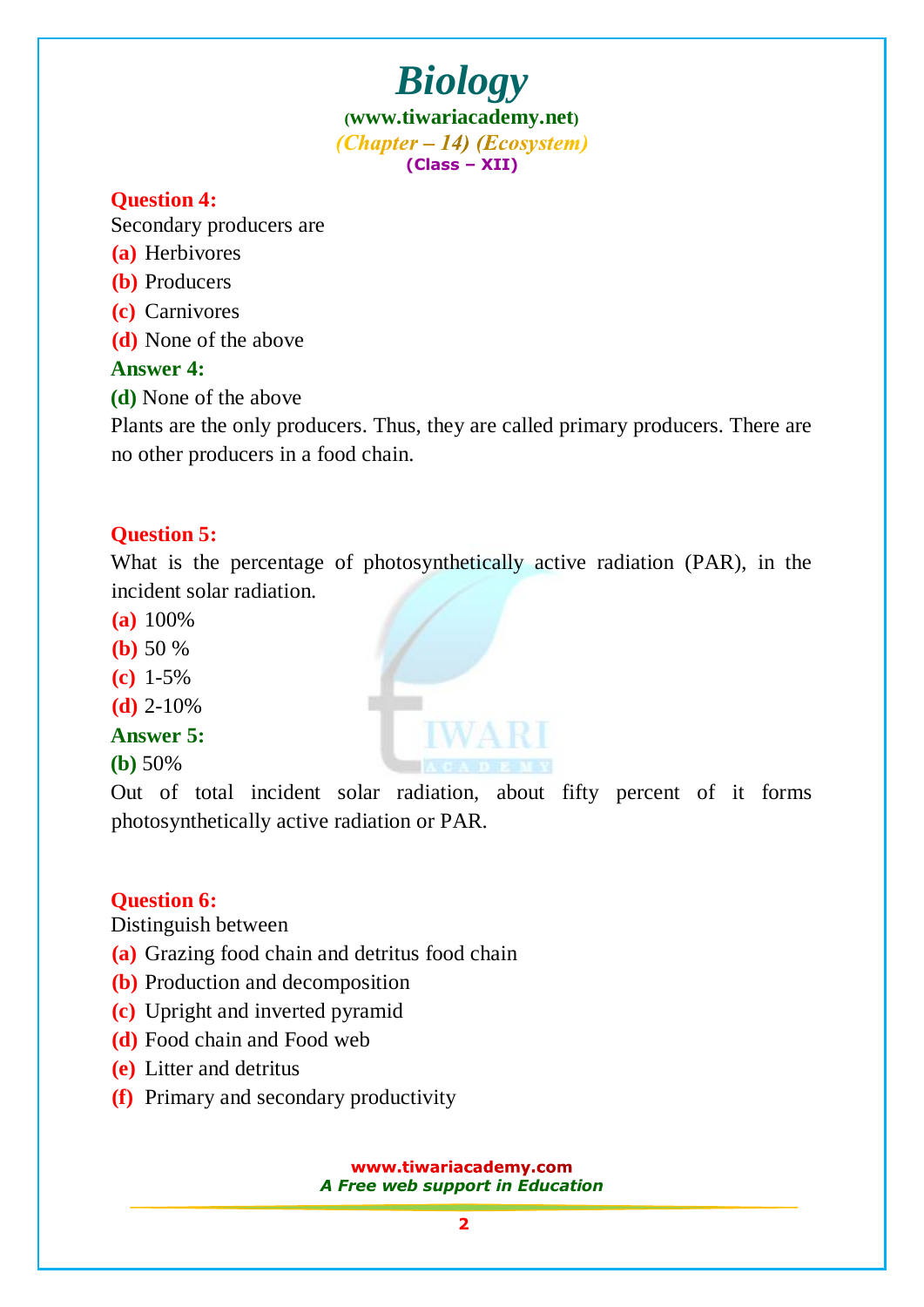**Question 4:**

Secondary producers are

**(a)** Herbivores

**(b)** Producers

**(c)** Carnivores

**(d)** None of the above

**Answer 4:**

**(d)** None of the above

Plants are the only producers. Thus, they are called primary producers. There are no other producers in a food chain.

**Question 5:**

What is the percentage of photosynthetically active radiation (PAR), in the incident solar radiation.

**(a)** 100%

**(b)** 50 %

**(c)** 1-5%

**(d)** 2-10%

**Answer 5:**

**(b)** 50%

Out of total incident solar radiation, about fifty percent of it forms photosynthetically active radiation or PAR.

**Question 6:**

Distinguish between

**(a)** Grazing food chain and detritus food chain

**(b)** Production and decomposition

**(c)** Upright and inverted pyramid

**(d)** Food chain and Food web

**(e)** Litter and detritus

**(f)** Primary and secondary productivity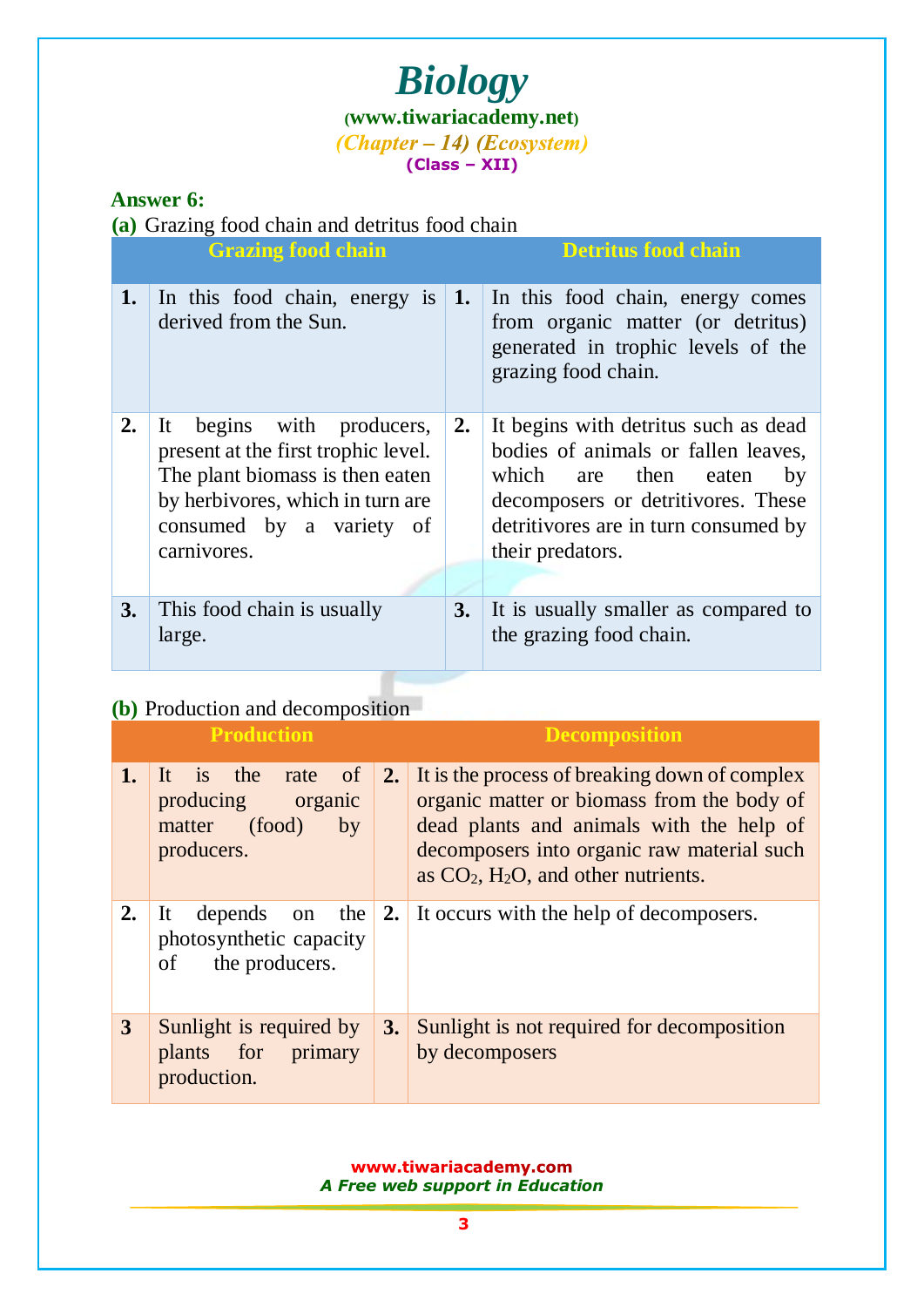**Answer 6:**

**(a)** Grazing food chain and detritus food chain

| | Grazing food chain | | Detritus food chain |
|---|---|---|---|
| **1.** | In this food chain, energy is derived from the Sun. | **1.** | In this food chain, energy comes from organic matter (or detritus) generated in trophic levels of the grazing food chain. |
| **2.** | It begins with producers, present at the first trophic level. The plant biomass is then eaten by herbivores, which in turn are consumed by a variety of carnivores. | **2.** | It begins with detritus such as dead bodies of animals or fallen leaves, which are then eaten by decomposers or detritivores. These detritivores are in turn consumed by their predators. |
| **3.** | This food chain is usually large. | **3.** | It is usually smaller as compared to the grazing food chain. |

**(b)** Production and decomposition

| | Production | | Decomposition |
|---|---|---|---|
| **1.** | It is the rate of producing organic matter (food) by producers. | **2.** | It is the process of breaking down of complex organic matter or biomass from the body of dead plants and animals with the help of decomposers into organic raw material such as $CO_2$, $H_2O$, and other nutrients. |
| **2.** | It depends on the photosynthetic capacity of the producers. | **2.** | It occurs with the help of decomposers. |
| **3** | Sunlight is required by plants for primary production. | **3.** | Sunlight is not required for decomposition by decomposers |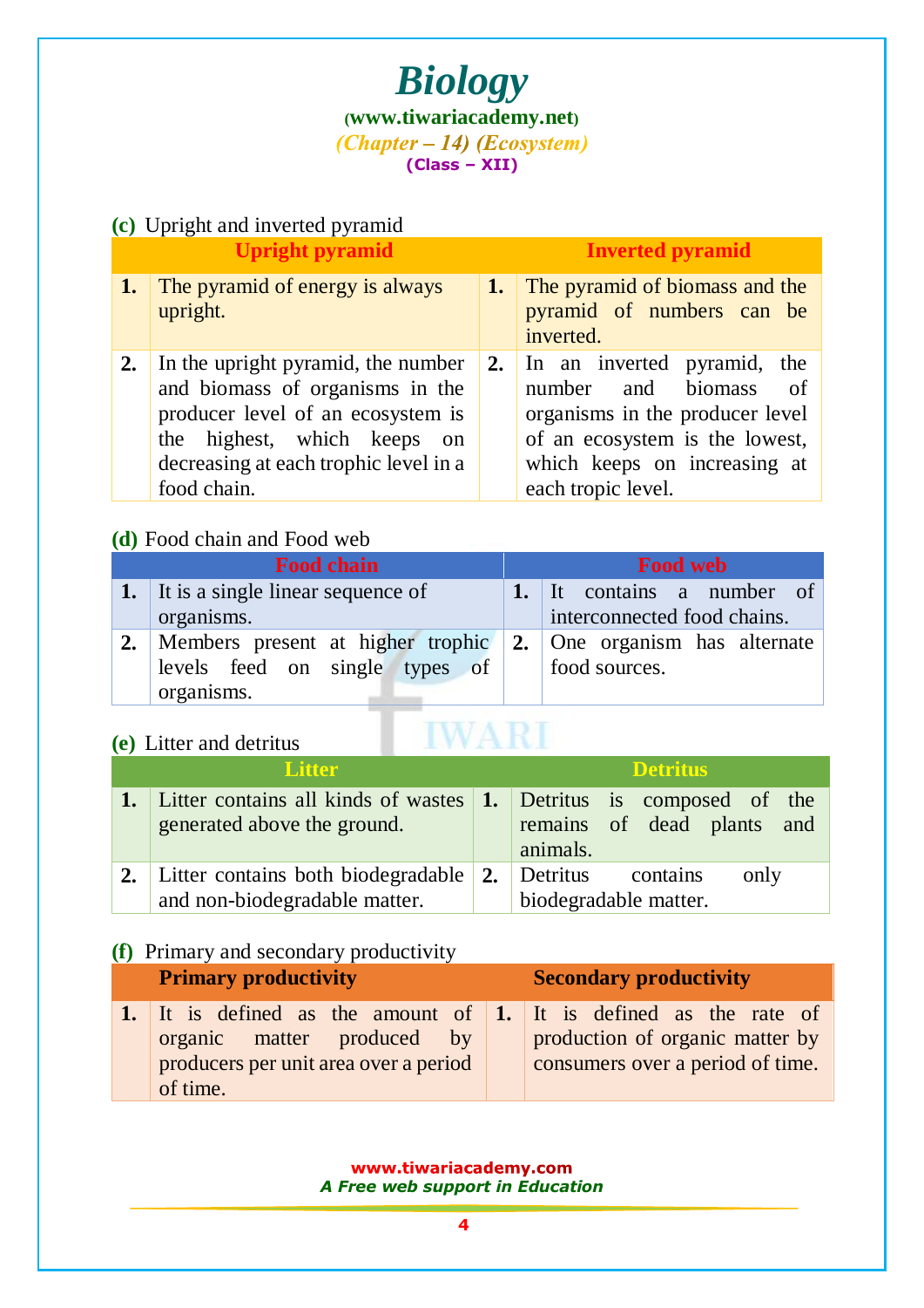**(c)** Upright and inverted pyramid

| | Upright pyramid | | Inverted pyramid |
|---|---|---|---|
| **1.** | The pyramid of energy is always upright. | **1.** | The pyramid of biomass and the pyramid of numbers can be inverted. |
| **2.** | In the upright pyramid, the number and biomass of organisms in the producer level of an ecosystem is the highest, which keeps on decreasing at each trophic level in a food chain. | **2.** | In an inverted pyramid, the number and biomass of organisms in the producer level of an ecosystem is the lowest, which keeps on increasing at each tropic level. |

**(d)** Food chain and Food web

| | Food chain | | Food web |
|---|---|---|---|
| **1.** | It is a single linear sequence of organisms. | **1.** | It contains a number of interconnected food chains. |
| **2.** | Members present at higher trophic levels feed on single types of organisms. | **2.** | One organism has alternate food sources. |

**(e)** Litter and detritus

| | Litter | | Detritus |
|---|---|---|---|
| **1.** | Litter contains all kinds of wastes generated above the ground. | **1.** | Detritus is composed of the remains of dead plants and animals. |
| **2.** | Litter contains both biodegradable and non-biodegradable matter. | **2.** | Detritus contains only biodegradable matter. |

**(f)** Primary and secondary productivity

| | Primary productivity | | Secondary productivity |
|---|---|---|---|
| **1.** | It is defined as the amount of organic matter produced by producers per unit area over a period of time. | **1.** | It is defined as the rate of production of organic matter by consumers over a period of time. |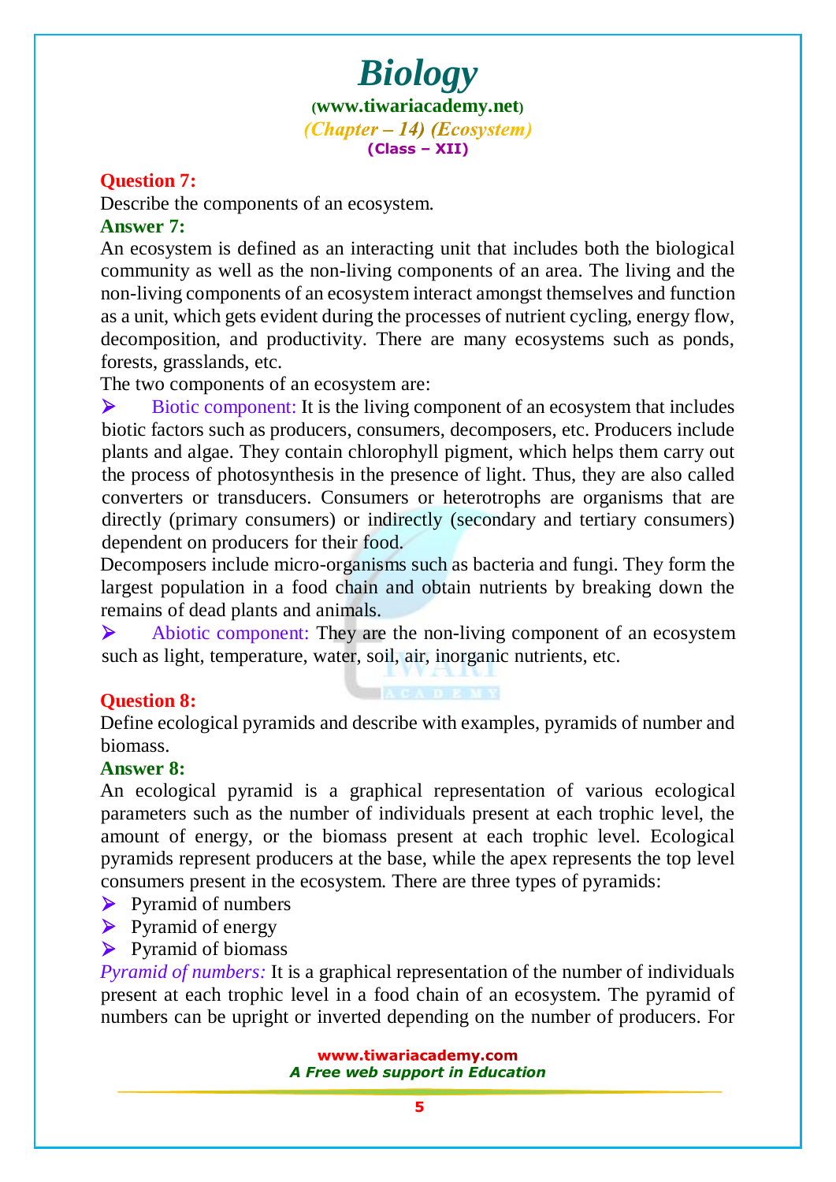**Question 7:**

Describe the components of an ecosystem.

**Answer 7:**

An ecosystem is defined as an interacting unit that includes both the biological community as well as the non-living components of an area. The living and the non-living components of an ecosystem interact amongst themselves and function as a unit, which gets evident during the processes of nutrient cycling, energy flow, decomposition, and productivity. There are many ecosystems such as ponds, forests, grasslands, etc.

The two components of an ecosystem are:

- Biotic component: It is the living component of an ecosystem that includes biotic factors such as producers, consumers, decomposers, etc. Producers include plants and algae. They contain chlorophyll pigment, which helps them carry out the process of photosynthesis in the presence of light. Thus, they are also called converters or transducers. Consumers or heterotrophs are organisms that are directly (primary consumers) or indirectly (secondary and tertiary consumers) dependent on producers for their food.

Decomposers include micro-organisms such as bacteria and fungi. They form the largest population in a food chain and obtain nutrients by breaking down the remains of dead plants and animals.

- Abiotic component: They are the non-living component of an ecosystem such as light, temperature, water, soil, air, inorganic nutrients, etc.

**Question 8:**

Define ecological pyramids and describe with examples, pyramids of number and biomass.

**Answer 8:**

An ecological pyramid is a graphical representation of various ecological parameters such as the number of individuals present at each trophic level, the amount of energy, or the biomass present at each trophic level. Ecological pyramids represent producers at the base, while the apex represents the top level consumers present in the ecosystem. There are three types of pyramids:

- Pyramid of numbers
- Pyramid of energy
- Pyramid of biomass

*Pyramid of numbers:* It is a graphical representation of the number of individuals present at each trophic level in a food chain of an ecosystem. The pyramid of numbers can be upright or inverted depending on the number of producers. For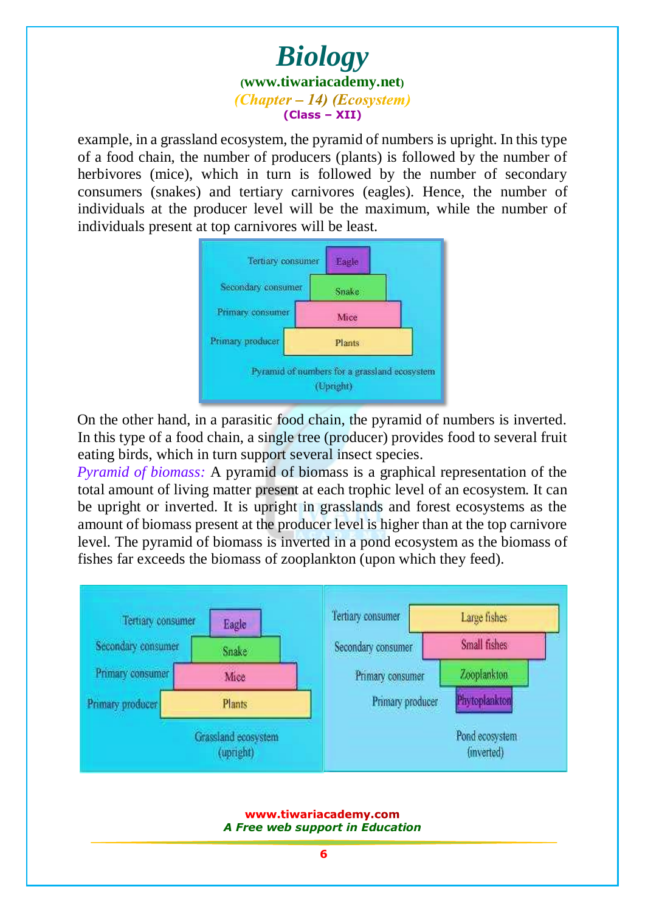example, in a grassland ecosystem, the pyramid of numbers is upright. In this type of a food chain, the number of producers (plants) is followed by the number of herbivores (mice), which in turn is followed by the number of secondary consumers (snakes) and tertiary carnivores (eagles). Hence, the number of individuals at the producer level will be the maximum, while the number of individuals present at top carnivores will be least.

Pyramid of numbers for a grassland ecosystem (Upright)

On the other hand, in a parasitic food chain, the pyramid of numbers is inverted. In this type of a food chain, a single tree (producer) provides food to several fruit eating birds, which in turn support several insect species.

*Pyramid of biomass:* A pyramid of biomass is a graphical representation of the total amount of living matter present at each trophic level of an ecosystem. It can be upright or inverted. It is upright in grasslands and forest ecosystems as the amount of biomass present at the producer level is higher than at the top carnivore level. The pyramid of biomass is inverted in a pond ecosystem as the biomass of fishes far exceeds the biomass of zooplankton (upon which they feed).

Grassland ecosystem (upright)

Pond ecosystem (inverted)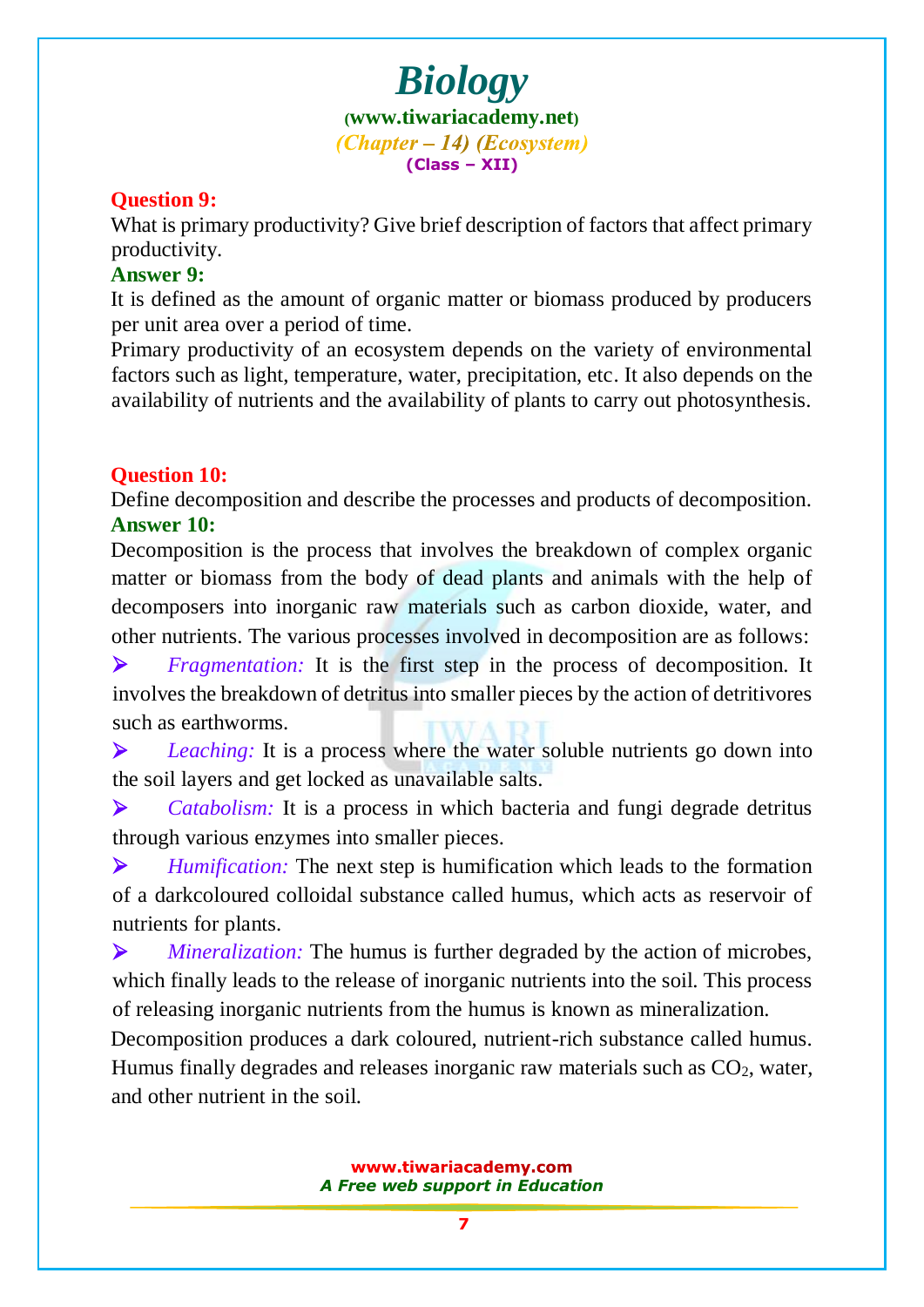**Question 9:**

What is primary productivity? Give brief description of factors that affect primary productivity.

**Answer 9:**

It is defined as the amount of organic matter or biomass produced by producers per unit area over a period of time.

Primary productivity of an ecosystem depends on the variety of environmental factors such as light, temperature, water, precipitation, etc. It also depends on the availability of nutrients and the availability of plants to carry out photosynthesis.

**Question 10:**

Define decomposition and describe the processes and products of decomposition.

**Answer 10:**

Decomposition is the process that involves the breakdown of complex organic matter or biomass from the body of dead plants and animals with the help of decomposers into inorganic raw materials such as carbon dioxide, water, and other nutrients. The various processes involved in decomposition are as follows:

- *Fragmentation:* It is the first step in the process of decomposition. It involves the breakdown of detritus into smaller pieces by the action of detritivores such as earthworms.
- *Leaching:* It is a process where the water soluble nutrients go down into the soil layers and get locked as unavailable salts.
- *Catabolism:* It is a process in which bacteria and fungi degrade detritus through various enzymes into smaller pieces.
- *Humification:* The next step is humification which leads to the formation of a darkcoloured colloidal substance called humus, which acts as reservoir of nutrients for plants.
- *Mineralization:* The humus is further degraded by the action of microbes, which finally leads to the release of inorganic nutrients into the soil. This process of releasing inorganic nutrients from the humus is known as mineralization.

Decomposition produces a dark coloured, nutrient-rich substance called humus. Humus finally degrades and releases inorganic raw materials such as $CO_2$, water, and other nutrient in the soil.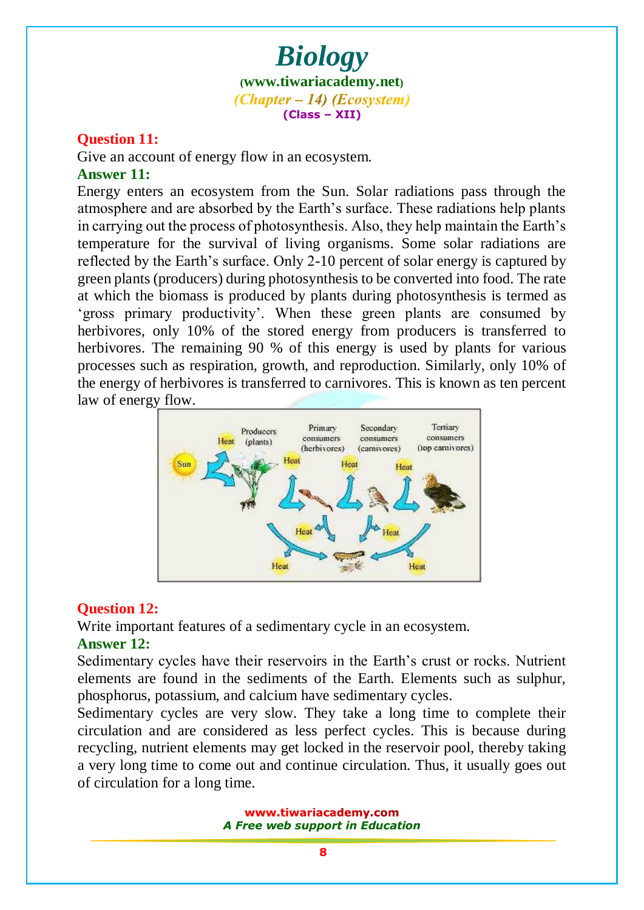**Question 11:**

Give an account of energy flow in an ecosystem.

**Answer 11:**

Energy enters an ecosystem from the Sun. Solar radiations pass through the atmosphere and are absorbed by the Earth's surface. These radiations help plants in carrying out the process of photosynthesis. Also, they help maintain the Earth's temperature for the survival of living organisms. Some solar radiations are reflected by the Earth's surface. Only 2-10 percent of solar energy is captured by green plants (producers) during photosynthesis to be converted into food. The rate at which the biomass is produced by plants during photosynthesis is termed as 'gross primary productivity'. When these green plants are consumed by herbivores, only 10% of the stored energy from producers is transferred to herbivores. The remaining 90 % of this energy is used by plants for various processes such as respiration, growth, and reproduction. Similarly, only 10% of the energy of herbivores is transferred to carnivores. This is known as ten percent law of energy flow.

**Question 12:**

Write important features of a sedimentary cycle in an ecosystem.

**Answer 12:**

Sedimentary cycles have their reservoirs in the Earth's crust or rocks. Nutrient elements are found in the sediments of the Earth. Elements such as sulphur, phosphorus, potassium, and calcium have sedimentary cycles.

Sedimentary cycles are very slow. They take a long time to complete their circulation and are considered as less perfect cycles. This is because during recycling, nutrient elements may get locked in the reservoir pool, thereby taking a very long time to come out and continue circulation. Thus, it usually goes out of circulation for a long time.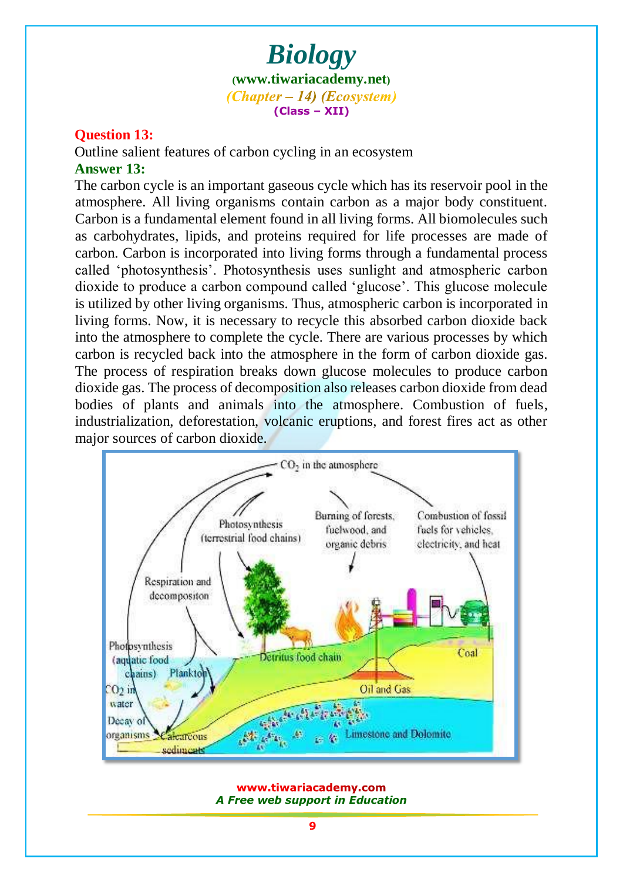## Question 13:

Outline salient features of carbon cycling in an ecosystem

## Answer 13:

The carbon cycle is an important gaseous cycle which has its reservoir pool in the atmosphere. All living organisms contain carbon as a major body constituent. Carbon is a fundamental element found in all living forms. All biomolecules such as carbohydrates, lipids, and proteins required for life processes are made of carbon. Carbon is incorporated into living forms through a fundamental process called 'photosynthesis'. Photosynthesis uses sunlight and atmospheric carbon dioxide to produce a carbon compound called 'glucose'. This glucose molecule is utilized by other living organisms. Thus, atmospheric carbon is incorporated in living forms. Now, it is necessary to recycle this absorbed carbon dioxide back into the atmosphere to complete the cycle. There are various processes by which carbon is recycled back into the atmosphere in the form of carbon dioxide gas. The process of respiration breaks down glucose molecules to produce carbon dioxide gas. The process of decomposition also releases carbon dioxide from dead bodies of plants and animals into the atmosphere. Combustion of fuels, industrialization, deforestation, volcanic eruptions, and forest fires act as other major sources of carbon dioxide.

$CO_2$ in the atmosphere

Photosynthesis (terrestrial food chains)

Burning of forests, fuelwood, and organic debris

Combustion of fossil fuels for vehicles, electricity, and heat

Respiration and decompositon

Photosynthesis (aquatic food chains)

Plankton

$CO_2$ in water

Decay of organisms

Calcareous sediments

Detritus food chain

Coal

Oil and Gas

Limestone and Dolomite